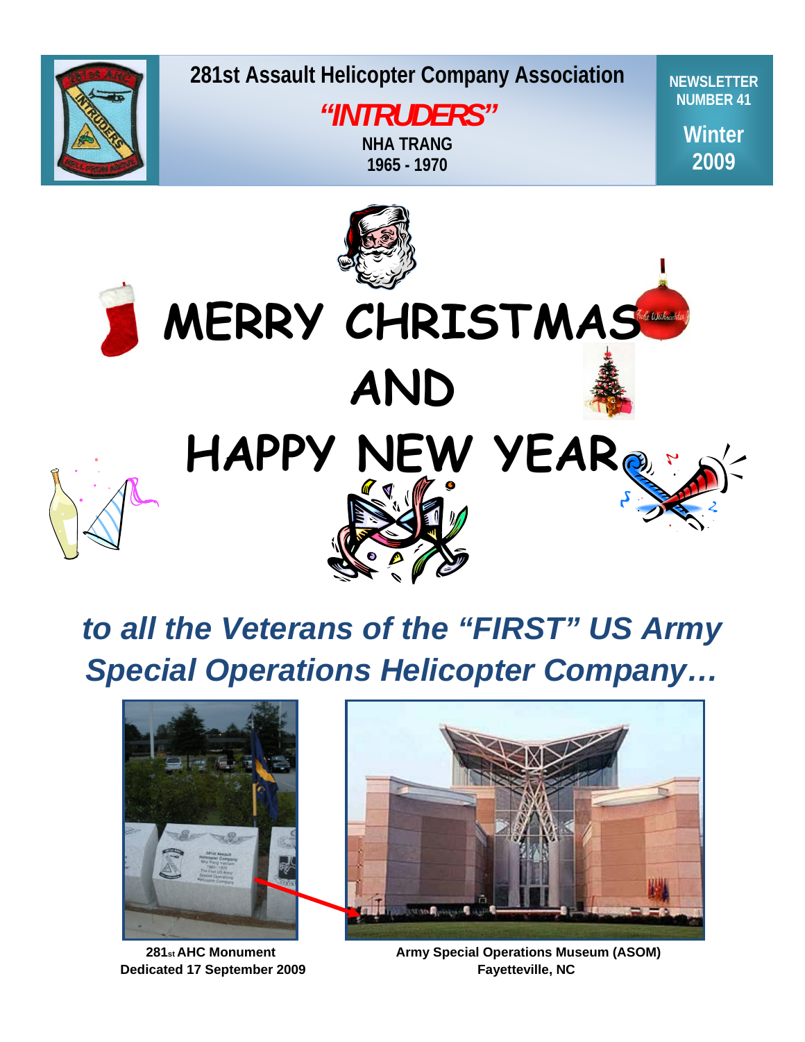# 281st Assault Helicopter Company Association

## *"INTRUDERS"*

**NHA TRANG**
**1965 - 1970**

**NEWSLETTER NUMBER 41**

**Winter 2009**

# MERRY CHRISTMAS AND HAPPY NEW YEAR

## *to all the Veterans of the "FIRST" US Army Special Operations Helicopter Company…*

**281st AHC Monument**
**Dedicated 17 September 2009**

**Army Special Operations Museum (ASOM)**
**Fayetteville, NC**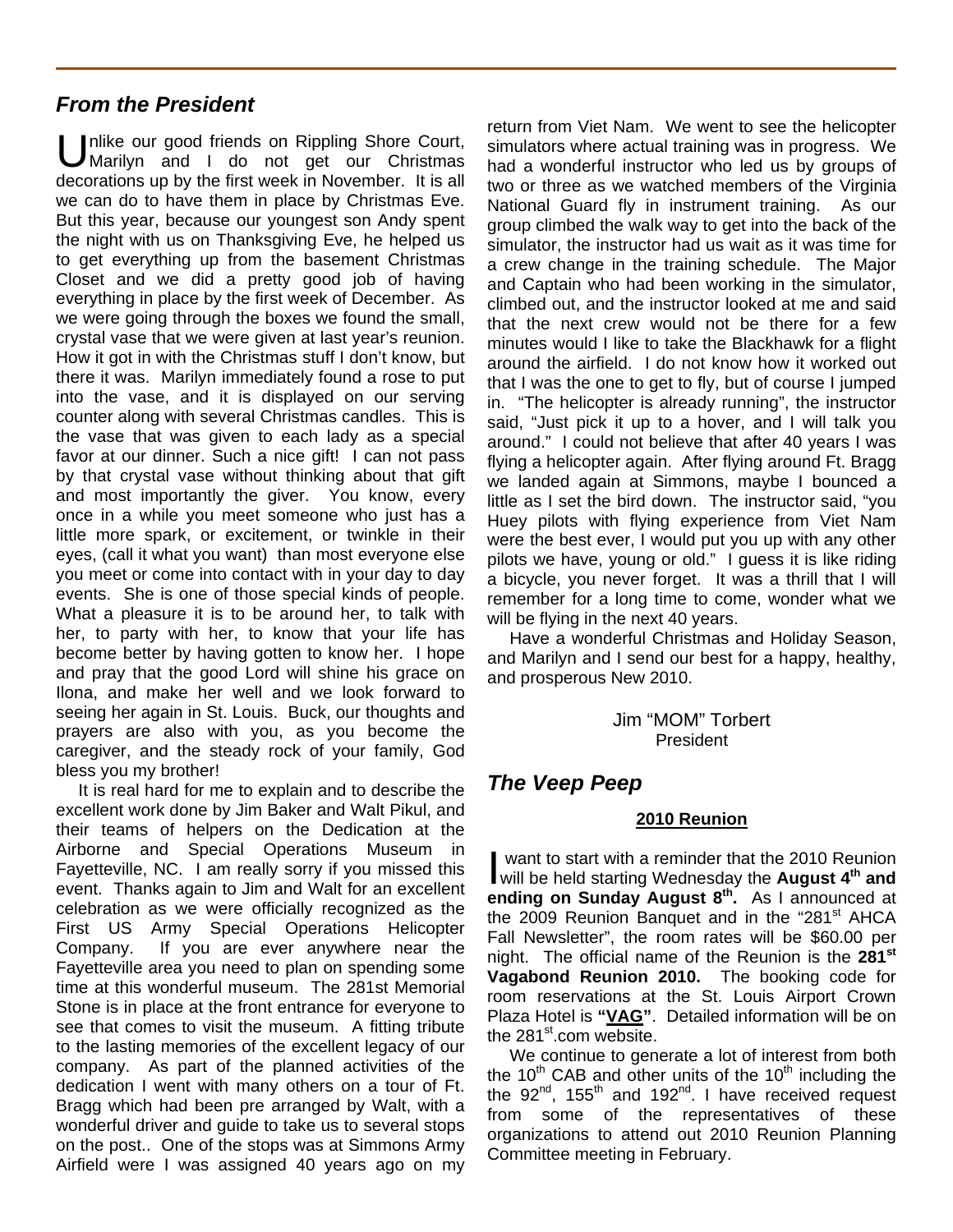## *From the President*

Unlike our good friends on Rippling Shore Court, Marilyn and I do not get our Christmas decorations up by the first week in November. It is all we can do to have them in place by Christmas Eve. But this year, because our youngest son Andy spent the night with us on Thanksgiving Eve, he helped us to get everything up from the basement Christmas Closet and we did a pretty good job of having everything in place by the first week of December. As we were going through the boxes we found the small, crystal vase that we were given at last year's reunion. How it got in with the Christmas stuff I don't know, but there it was. Marilyn immediately found a rose to put into the vase, and it is displayed on our serving counter along with several Christmas candles. This is the vase that was given to each lady as a special favor at our dinner. Such a nice gift! I can not pass by that crystal vase without thinking about that gift and most importantly the giver. You know, every once in a while you meet someone who just has a little more spark, or excitement, or twinkle in their eyes, (call it what you want) than most everyone else you meet or come into contact with in your day to day events. She is one of those special kinds of people. What a pleasure it is to be around her, to talk with her, to party with her, to know that your life has become better by having gotten to know her. I hope and pray that the good Lord will shine his grace on Ilona, and make her well and we look forward to seeing her again in St. Louis. Buck, our thoughts and prayers are also with you, as you become the caregiver, and the steady rock of your family, God bless you my brother!

It is real hard for me to explain and to describe the excellent work done by Jim Baker and Walt Pikul, and their teams of helpers on the Dedication at the Airborne and Special Operations Museum in Fayetteville, NC. I am really sorry if you missed this event. Thanks again to Jim and Walt for an excellent celebration as we were officially recognized as the First US Army Special Operations Helicopter Company. If you are ever anywhere near the Fayetteville area you need to plan on spending some time at this wonderful museum. The 281st Memorial Stone is in place at the front entrance for everyone to see that comes to visit the museum. A fitting tribute to the lasting memories of the excellent legacy of our company. As part of the planned activities of the dedication I went with many others on a tour of Ft. Bragg which had been pre arranged by Walt, with a wonderful driver and guide to take us to several stops on the post.. One of the stops was at Simmons Army Airfield were I was assigned 40 years ago on my return from Viet Nam. We went to see the helicopter simulators where actual training was in progress. We had a wonderful instructor who led us by groups of two or three as we watched members of the Virginia National Guard fly in instrument training. As our group climbed the walk way to get into the back of the simulator, the instructor had us wait as it was time for a crew change in the training schedule. The Major and Captain who had been working in the simulator, climbed out, and the instructor looked at me and said that the next crew would not be there for a few minutes would I like to take the Blackhawk for a flight around the airfield. I do not know how it worked out that I was the one to get to fly, but of course I jumped in. "The helicopter is already running", the instructor said, "Just pick it up to a hover, and I will talk you around." I could not believe that after 40 years I was flying a helicopter again. After flying around Ft. Bragg we landed again at Simmons, maybe I bounced a little as I set the bird down. The instructor said, "you Huey pilots with flying experience from Viet Nam were the best ever, I would put you up with any other pilots we have, young or old." I guess it is like riding a bicycle, you never forget. It was a thrill that I will remember for a long time to come, wonder what we will be flying in the next 40 years.

Have a wonderful Christmas and Holiday Season, and Marilyn and I send our best for a happy, healthy, and prosperous New 2010.

Jim "MOM" Torbert
President

## *The Veep Peep*

### 2010 Reunion

I want to start with a reminder that the 2010 Reunion will be held starting Wednesday the **August 4th and ending on Sunday August 8th.** As I announced at the 2009 Reunion Banquet and in the "281st AHCA Fall Newsletter", the room rates will be $60.00 per night. The official name of the Reunion is the **281st Vagabond Reunion 2010.** The booking code for room reservations at the St. Louis Airport Crown Plaza Hotel is **"VAG"**. Detailed information will be on the 281st.com website.

We continue to generate a lot of interest from both the 10th CAB and other units of the 10th including the the 92nd, 155th and 192nd. I have received request from some of the representatives of these organizations to attend out 2010 Reunion Planning Committee meeting in February.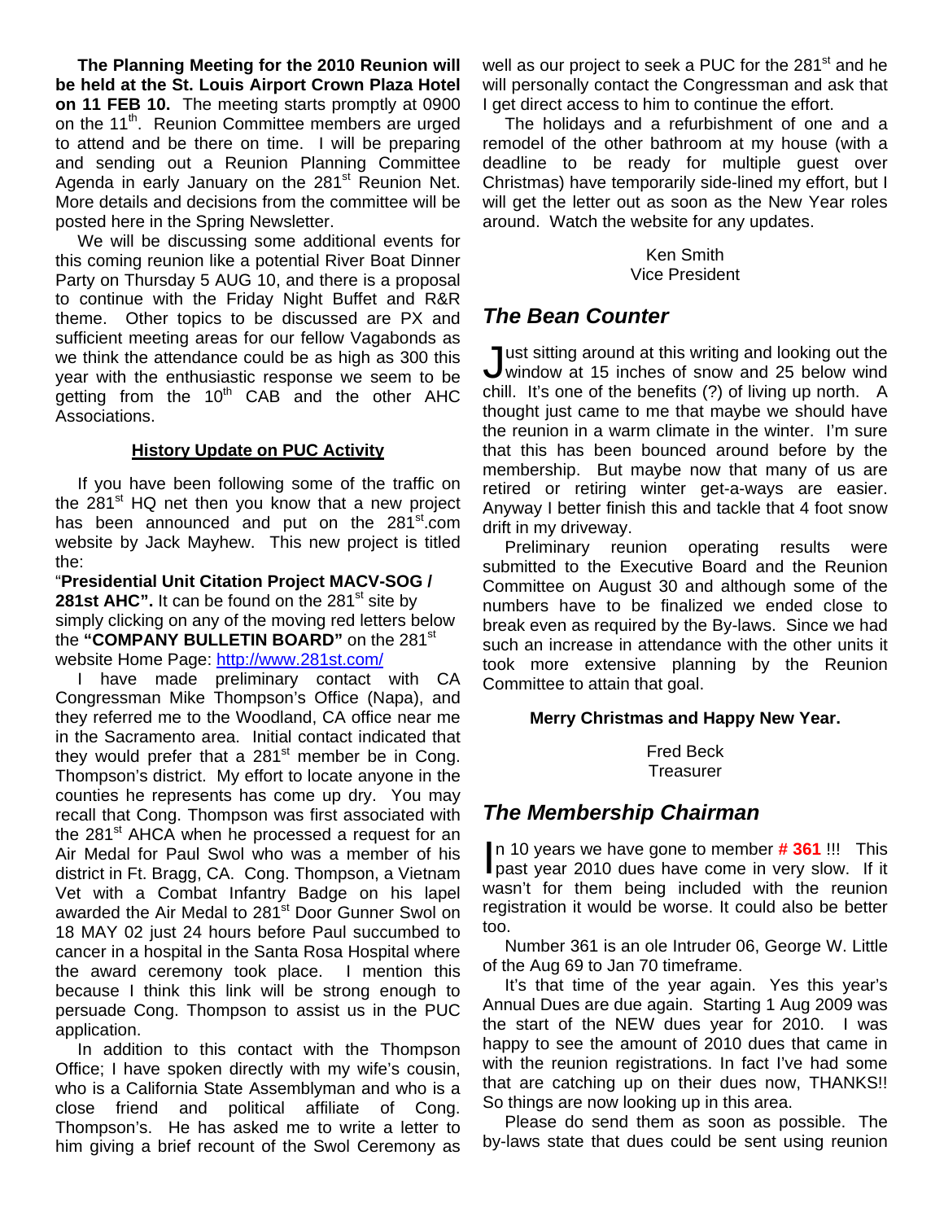**The Planning Meeting for the 2010 Reunion will be held at the St. Louis Airport Crown Plaza Hotel on 11 FEB 10.** The meeting starts promptly at 0900 on the 11th. Reunion Committee members are urged to attend and be there on time. I will be preparing and sending out a Reunion Planning Committee Agenda in early January on the 281st Reunion Net. More details and decisions from the committee will be posted here in the Spring Newsletter.

We will be discussing some additional events for this coming reunion like a potential River Boat Dinner Party on Thursday 5 AUG 10, and there is a proposal to continue with the Friday Night Buffet and R&R theme. Other topics to be discussed are PX and sufficient meeting areas for our fellow Vagabonds as we think the attendance could be as high as 300 this year with the enthusiastic response we seem to be getting from the 10th CAB and the other AHC Associations.

**History Update on PUC Activity**

If you have been following some of the traffic on the 281st HQ net then you know that a new project has been announced and put on the 281st.com website by Jack Mayhew. This new project is titled the:

"**Presidential Unit Citation Project MACV-SOG / 281st AHC".** It can be found on the 281st site by simply clicking on any of the moving red letters below the **"COMPANY BULLETIN BOARD"** on the 281st website Home Page: http://www.281st.com/

I have made preliminary contact with CA Congressman Mike Thompson's Office (Napa), and they referred me to the Woodland, CA office near me in the Sacramento area. Initial contact indicated that they would prefer that a 281st member be in Cong. Thompson's district. My effort to locate anyone in the counties he represents has come up dry. You may recall that Cong. Thompson was first associated with the 281st AHCA when he processed a request for an Air Medal for Paul Swol who was a member of his district in Ft. Bragg, CA. Cong. Thompson, a Vietnam Vet with a Combat Infantry Badge on his lapel awarded the Air Medal to 281st Door Gunner Swol on 18 MAY 02 just 24 hours before Paul succumbed to cancer in a hospital in the Santa Rosa Hospital where the award ceremony took place. I mention this because I think this link will be strong enough to persuade Cong. Thompson to assist us in the PUC application.

In addition to this contact with the Thompson Office; I have spoken directly with my wife's cousin, who is a California State Assemblyman and who is a close friend and political affiliate of Cong. Thompson's. He has asked me to write a letter to him giving a brief recount of the Swol Ceremony as well as our project to seek a PUC for the 281st and he will personally contact the Congressman and ask that I get direct access to him to continue the effort.

The holidays and a refurbishment of one and a remodel of the other bathroom at my house (with a deadline to be ready for multiple guest over Christmas) have temporarily side-lined my effort, but I will get the letter out as soon as the New Year roles around. Watch the website for any updates.

Ken Smith
Vice President

## *The Bean Counter*

Just sitting around at this writing and looking out the window at 15 inches of snow and 25 below wind chill. It's one of the benefits (?) of living up north. A thought just came to me that maybe we should have the reunion in a warm climate in the winter. I'm sure that this has been bounced around before by the membership. But maybe now that many of us are retired or retiring winter get-a-ways are easier. Anyway I better finish this and tackle that 4 foot snow drift in my driveway.

Preliminary reunion operating results were submitted to the Executive Board and the Reunion Committee on August 30 and although some of the numbers have to be finalized we ended close to break even as required by the By-laws. Since we had such an increase in attendance with the other units it took more extensive planning by the Reunion Committee to attain that goal.

**Merry Christmas and Happy New Year.**

Fred Beck
Treasurer

## *The Membership Chairman*

In 10 years we have gone to member **# 361** !!! This past year 2010 dues have come in very slow. If it wasn't for them being included with the reunion registration it would be worse. It could also be better too.

Number 361 is an ole Intruder 06, George W. Little of the Aug 69 to Jan 70 timeframe.

It's that time of the year again. Yes this year's Annual Dues are due again. Starting 1 Aug 2009 was the start of the NEW dues year for 2010. I was happy to see the amount of 2010 dues that came in with the reunion registrations. In fact I've had some that are catching up on their dues now, THANKS!! So things are now looking up in this area.

Please do send them as soon as possible. The by-laws state that dues could be sent using reunion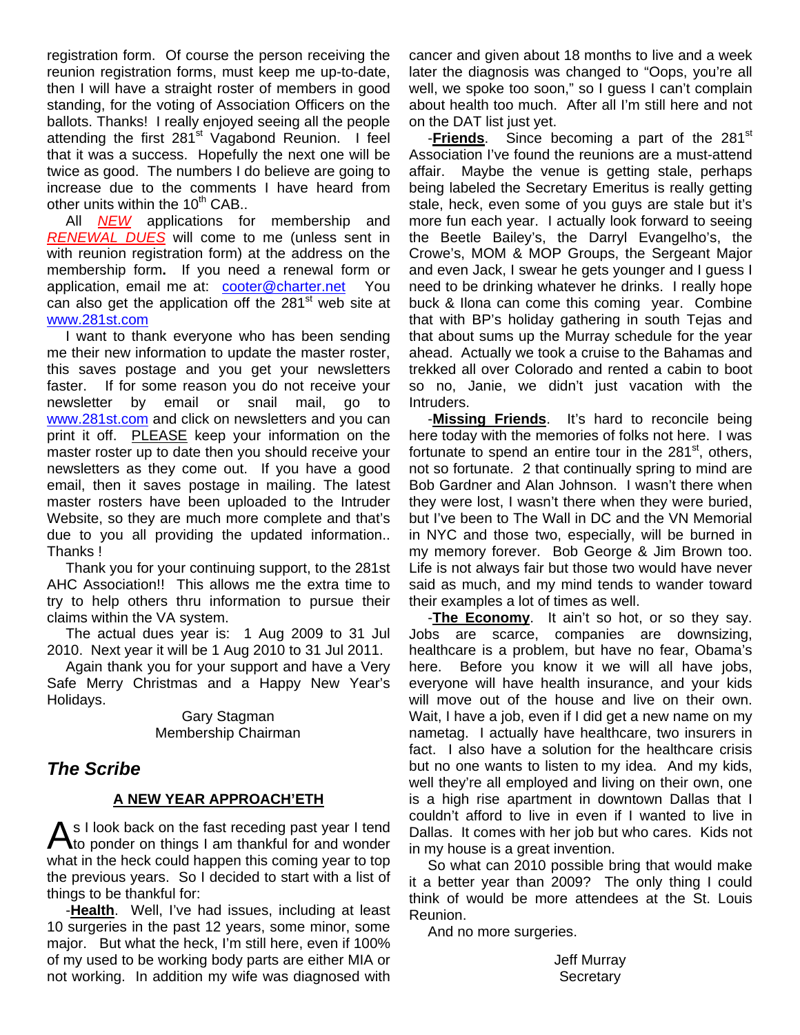registration form. Of course the person receiving the reunion registration forms, must keep me up-to-date, then I will have a straight roster of members in good standing, for the voting of Association Officers on the ballots. Thanks! I really enjoyed seeing all the people attending the first 281st Vagabond Reunion. I feel that it was a success. Hopefully the next one will be twice as good. The numbers I do believe are going to increase due to the comments I have heard from other units within the 10th CAB..

All *NEW* applications for membership and *RENEWAL DUES* will come to me (unless sent in with reunion registration form) at the address on the membership form**.** If you need a renewal form or application, email me at: cooter@charter.net You can also get the application off the 281st web site at www.281st.com

I want to thank everyone who has been sending me their new information to update the master roster, this saves postage and you get your newsletters faster. If for some reason you do not receive your newsletter by email or snail mail, go to www.281st.com and click on newsletters and you can print it off. PLEASE keep your information on the master roster up to date then you should receive your newsletters as they come out. If you have a good email, then it saves postage in mailing. The latest master rosters have been uploaded to the Intruder Website, so they are much more complete and that's due to you all providing the updated information.. Thanks !

Thank you for your continuing support, to the 281st AHC Association!! This allows me the extra time to try to help others thru information to pursue their claims within the VA system.

The actual dues year is: 1 Aug 2009 to 31 Jul 2010. Next year it will be 1 Aug 2010 to 31 Jul 2011.

Again thank you for your support and have a Very Safe Merry Christmas and a Happy New Year's Holidays.

Gary Stagman
Membership Chairman

## *The Scribe*

### A NEW YEAR APPROACH'ETH

As I look back on the fast receding past year I tend to ponder on things I am thankful for and wonder what in the heck could happen this coming year to top the previous years. So I decided to start with a list of things to be thankful for:

-**Health**. Well, I've had issues, including at least 10 surgeries in the past 12 years, some minor, some major. But what the heck, I'm still here, even if 100% of my used to be working body parts are either MIA or not working. In addition my wife was diagnosed with cancer and given about 18 months to live and a week later the diagnosis was changed to "Oops, you're all well, we spoke too soon," so I guess I can't complain about health too much. After all I'm still here and not on the DAT list just yet.

-**Friends**. Since becoming a part of the 281st Association I've found the reunions are a must-attend affair. Maybe the venue is getting stale, perhaps being labeled the Secretary Emeritus is really getting stale, heck, even some of you guys are stale but it's more fun each year. I actually look forward to seeing the Beetle Bailey's, the Darryl Evangelho's, the Crowe's, MOM & MOP Groups, the Sergeant Major and even Jack, I swear he gets younger and I guess I need to be drinking whatever he drinks. I really hope buck & Ilona can come this coming year. Combine that with BP's holiday gathering in south Tejas and that about sums up the Murray schedule for the year ahead. Actually we took a cruise to the Bahamas and trekked all over Colorado and rented a cabin to boot so no, Janie, we didn't just vacation with the Intruders.

-**Missing Friends**. It's hard to reconcile being here today with the memories of folks not here. I was fortunate to spend an entire tour in the 281st, others, not so fortunate. 2 that continually spring to mind are Bob Gardner and Alan Johnson. I wasn't there when they were lost, I wasn't there when they were buried, but I've been to The Wall in DC and the VN Memorial in NYC and those two, especially, will be burned in my memory forever. Bob George & Jim Brown too. Life is not always fair but those two would have never said as much, and my mind tends to wander toward their examples a lot of times as well.

-**The Economy**. It ain't so hot, or so they say. Jobs are scarce, companies are downsizing, healthcare is a problem, but have no fear, Obama's here. Before you know it we will all have jobs, everyone will have health insurance, and your kids will move out of the house and live on their own. Wait, I have a job, even if I did get a new name on my nametag. I actually have healthcare, two insurers in fact. I also have a solution for the healthcare crisis but no one wants to listen to my idea. And my kids, well they're all employed and living on their own, one is a high rise apartment in downtown Dallas that I couldn't afford to live in even if I wanted to live in Dallas. It comes with her job but who cares. Kids not in my house is a great invention.

So what can 2010 possible bring that would make it a better year than 2009? The only thing I could think of would be more attendees at the St. Louis Reunion.

And no more surgeries.

Jeff Murray
Secretary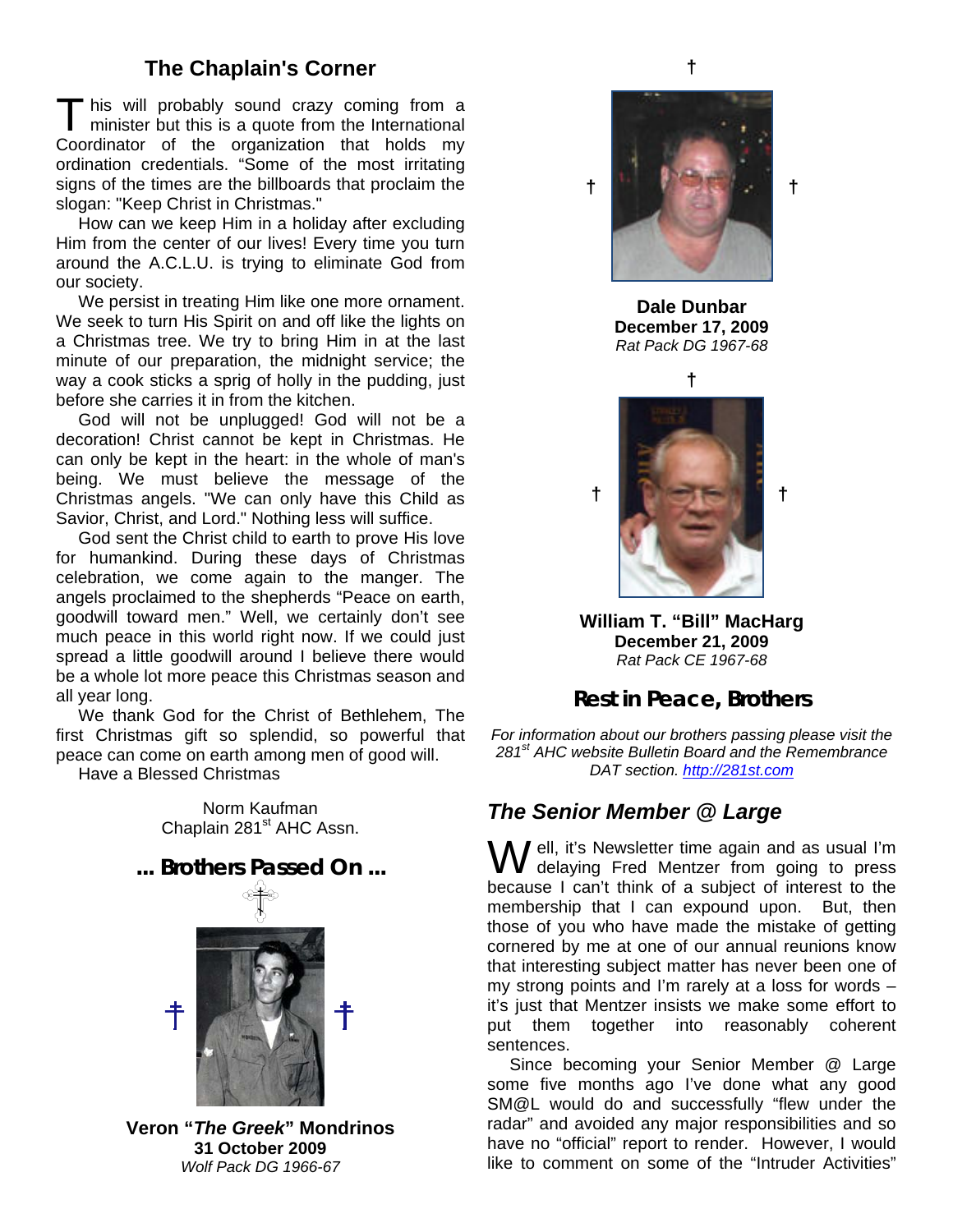## The Chaplain's Corner

This will probably sound crazy coming from a minister but this is a quote from the International Coordinator of the organization that holds my ordination credentials. "Some of the most irritating signs of the times are the billboards that proclaim the slogan: "Keep Christ in Christmas."

How can we keep Him in a holiday after excluding Him from the center of our lives! Every time you turn around the A.C.L.U. is trying to eliminate God from our society.

We persist in treating Him like one more ornament. We seek to turn His Spirit on and off like the lights on a Christmas tree. We try to bring Him in at the last minute of our preparation, the midnight service; the way a cook sticks a sprig of holly in the pudding, just before she carries it in from the kitchen.

God will not be unplugged! God will not be a decoration! Christ cannot be kept in Christmas. He can only be kept in the heart: in the whole of man's being. We must believe the message of the Christmas angels. "We can only have this Child as Savior, Christ, and Lord." Nothing less will suffice.

God sent the Christ child to earth to prove His love for humankind. During these days of Christmas celebration, we come again to the manger. The angels proclaimed to the shepherds "Peace on earth, goodwill toward men." Well, we certainly don't see much peace in this world right now. If we could just spread a little goodwill around I believe there would be a whole lot more peace this Christmas season and all year long.

We thank God for the Christ of Bethlehem, The first Christmas gift so splendid, so powerful that peace can come on earth among men of good will.

Have a Blessed Christmas

Norm Kaufman
Chaplain 281st AHC Assn.

## ... Brothers Passed On ...

**Veron "*The Greek*" Mondrinos**
**31 October 2009**
*Wolf Pack DG 1966-67*

**Dale Dunbar**
**December 17, 2009**
*Rat Pack DG 1967-68*

**William T. "Bill" MacHarg**
**December 21, 2009**
*Rat Pack CE 1967-68*

### Rest in Peace, Brothers

*For information about our brothers passing please visit the 281st AHC website Bulletin Board and the Remembrance DAT section. http://281st.com*

## *The Senior Member @ Large*

Well, it's Newsletter time again and as usual I'm delaying Fred Mentzer from going to press because I can't think of a subject of interest to the membership that I can expound upon. But, then those of you who have made the mistake of getting cornered by me at one of our annual reunions know that interesting subject matter has never been one of my strong points and I'm rarely at a loss for words – it's just that Mentzer insists we make some effort to put them together into reasonably coherent sentences.

Since becoming your Senior Member @ Large some five months ago I've done what any good SM@L would do and successfully "flew under the radar" and avoided any major responsibilities and so have no "official" report to render. However, I would like to comment on some of the "Intruder Activities"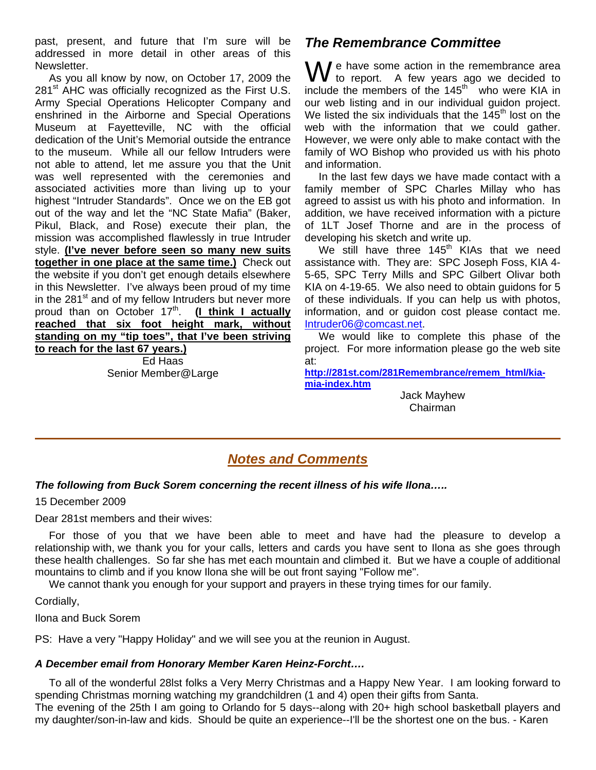past, present, and future that I'm sure will be addressed in more detail in other areas of this Newsletter.

As you all know by now, on October 17, 2009 the 281st AHC was officially recognized as the First U.S. Army Special Operations Helicopter Company and enshrined in the Airborne and Special Operations Museum at Fayetteville, NC with the official dedication of the Unit's Memorial outside the entrance to the museum. While all our fellow Intruders were not able to attend, let me assure you that the Unit was well represented with the ceremonies and associated activities more than living up to your highest "Intruder Standards". Once we on the EB got out of the way and let the "NC State Mafia" (Baker, Pikul, Black, and Rose) execute their plan, the mission was accomplished flawlessly in true Intruder style. **(I've never before seen so many new suits together in one place at the same time.)** Check out the website if you don't get enough details elsewhere in this Newsletter. I've always been proud of my time in the 281st and of my fellow Intruders but never more proud than on October 17th. **(I think I actually reached that six foot height mark, without standing on my "tip toes", that I've been striving to reach for the last 67 years.)**

Ed Haas
Senior Member@Large

## *The Remembrance Committee*

We have some action in the remembrance area to report. A few years ago we decided to include the members of the 145th who were KIA in our web listing and in our individual guidon project. We listed the six individuals that the 145th lost on the web with the information that we could gather. However, we were only able to make contact with the family of WO Bishop who provided us with his photo and information.

In the last few days we have made contact with a family member of SPC Charles Millay who has agreed to assist us with his photo and information. In addition, we have received information with a picture of 1LT Josef Thorne and are in the process of developing his sketch and write up.

We still have three 145th KIAs that we need assistance with. They are: SPC Joseph Foss, KIA 4-5-65, SPC Terry Mills and SPC Gilbert Olivar both KIA on 4-19-65. We also need to obtain guidons for 5 of these individuals. If you can help us with photos, information, and or guidon cost please contact me. Intruder06@comcast.net.

We would like to complete this phase of the project. For more information please go the web site at:
**http://281st.com/281Remembrance/remem_html/kia-mia-index.htm**

Jack Mayhew
Chairman

---

## *Notes and Comments*

***The following from Buck Sorem concerning the recent illness of his wife Ilona…..***

15 December 2009

Dear 281st members and their wives:

For those of you that we have been able to meet and have had the pleasure to develop a relationship with, we thank you for your calls, letters and cards you have sent to Ilona as she goes through these health challenges. So far she has met each mountain and climbed it. But we have a couple of additional mountains to climb and if you know Ilona she will be out front saying "Follow me".

We cannot thank you enough for your support and prayers in these trying times for our family.

Cordially,

Ilona and Buck Sorem

PS: Have a very "Happy Holiday" and we will see you at the reunion in August.

***A December email from Honorary Member Karen Heinz-Forcht….***

To all of the wonderful 28lst folks a Very Merry Christmas and a Happy New Year. I am looking forward to spending Christmas morning watching my grandchildren (1 and 4) open their gifts from Santa.
The evening of the 25th I am going to Orlando for 5 days--along with 20+ high school basketball players and my daughter/son-in-law and kids. Should be quite an experience--I'll be the shortest one on the bus. - Karen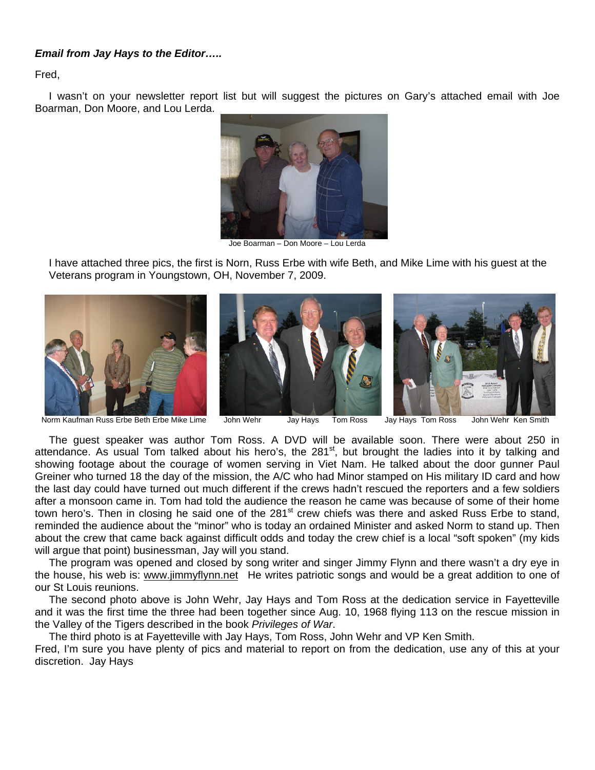***Email from Jay Hays to the Editor…..***

Fred,

I wasn't on your newsletter report list but will suggest the pictures on Gary's attached email with Joe Boarman, Don Moore, and Lou Lerda.

Joe Boarman – Don Moore – Lou Lerda

I have attached three pics, the first is Norn, Russ Erbe with wife Beth, and Mike Lime with his guest at the Veterans program in Youngstown, OH, November 7, 2009.

Norm Kaufman Russ Erbe Beth Erbe Mike Lime

John Wehr Jay Hays Tom Ross

Jay Hays Tom Ross John Wehr Ken Smith

The guest speaker was author Tom Ross. A DVD will be available soon. There were about 250 in attendance. As usual Tom talked about his hero's, the 281st, but brought the ladies into it by talking and showing footage about the courage of women serving in Viet Nam. He talked about the door gunner Paul Greiner who turned 18 the day of the mission, the A/C who had Minor stamped on His military ID card and how the last day could have turned out much different if the crews hadn't rescued the reporters and a few soldiers after a monsoon came in. Tom had told the audience the reason he came was because of some of their home town hero's. Then in closing he said one of the 281st crew chiefs was there and asked Russ Erbe to stand, reminded the audience about the "minor" who is today an ordained Minister and asked Norm to stand up. Then about the crew that came back against difficult odds and today the crew chief is a local "soft spoken" (my kids will argue that point) businessman, Jay will you stand.

The program was opened and closed by song writer and singer Jimmy Flynn and there wasn't a dry eye in the house, his web is: www.jimmyflynn.net He writes patriotic songs and would be a great addition to one of our St Louis reunions.

The second photo above is John Wehr, Jay Hays and Tom Ross at the dedication service in Fayetteville and it was the first time the three had been together since Aug. 10, 1968 flying 113 on the rescue mission in the Valley of the Tigers described in the book *Privileges of War*.

The third photo is at Fayetteville with Jay Hays, Tom Ross, John Wehr and VP Ken Smith.

Fred, I'm sure you have plenty of pics and material to report on from the dedication, use any of this at your discretion. Jay Hays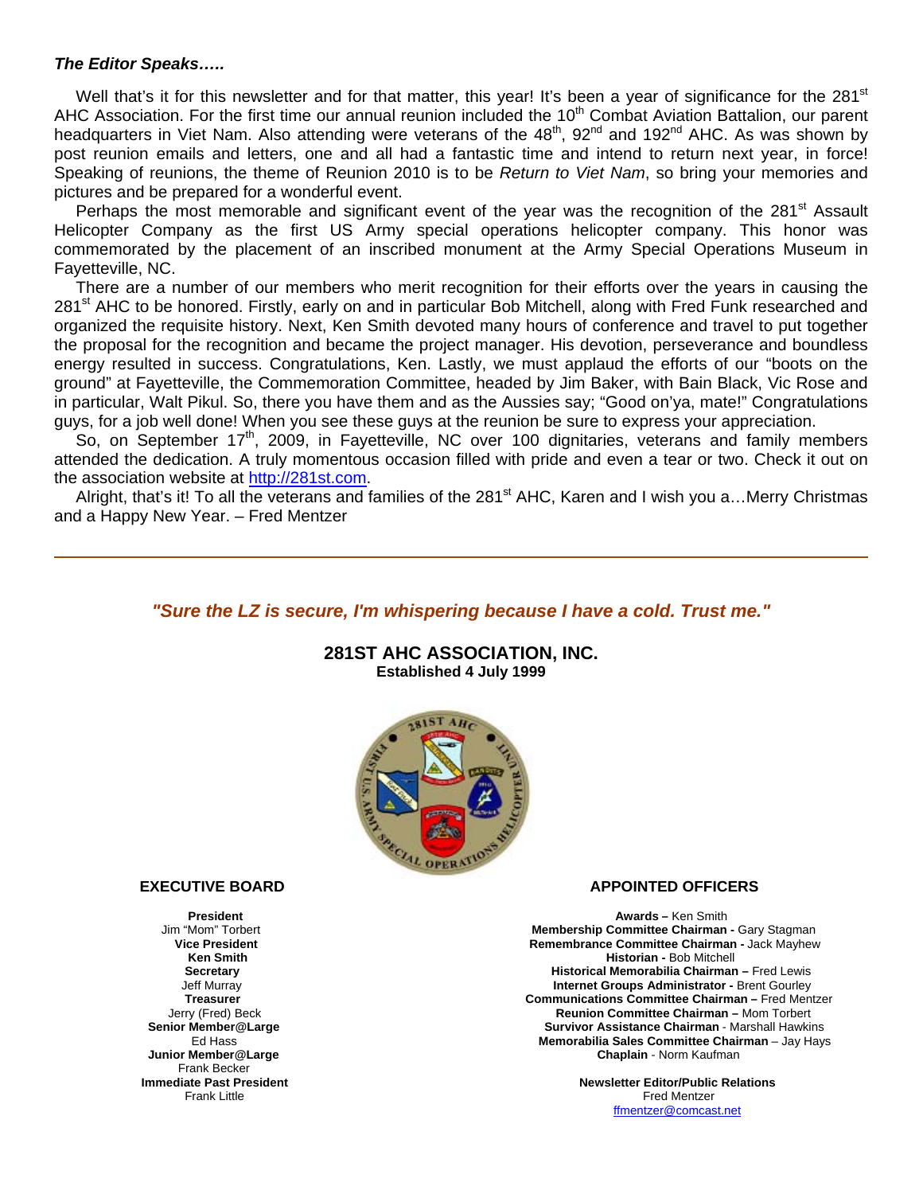***The Editor Speaks…..***

Well that's it for this newsletter and for that matter, this year! It's been a year of significance for the 281st AHC Association. For the first time our annual reunion included the 10th Combat Aviation Battalion, our parent headquarters in Viet Nam. Also attending were veterans of the 48th, 92nd and 192nd AHC. As was shown by post reunion emails and letters, one and all had a fantastic time and intend to return next year, in force! Speaking of reunions, the theme of Reunion 2010 is to be *Return to Viet Nam*, so bring your memories and pictures and be prepared for a wonderful event.

Perhaps the most memorable and significant event of the year was the recognition of the 281st Assault Helicopter Company as the first US Army special operations helicopter company. This honor was commemorated by the placement of an inscribed monument at the Army Special Operations Museum in Fayetteville, NC.

There are a number of our members who merit recognition for their efforts over the years in causing the 281st AHC to be honored. Firstly, early on and in particular Bob Mitchell, along with Fred Funk researched and organized the requisite history. Next, Ken Smith devoted many hours of conference and travel to put together the proposal for the recognition and became the project manager. His devotion, perseverance and boundless energy resulted in success. Congratulations, Ken. Lastly, we must applaud the efforts of our "boots on the ground" at Fayetteville, the Commemoration Committee, headed by Jim Baker, with Bain Black, Vic Rose and in particular, Walt Pikul. So, there you have them and as the Aussies say; "Good on'ya, mate!" Congratulations guys, for a job well done! When you see these guys at the reunion be sure to express your appreciation.

So, on September 17th, 2009, in Fayetteville, NC over 100 dignitaries, veterans and family members attended the dedication. A truly momentous occasion filled with pride and even a tear or two. Check it out on the association website at http://281st.com.

Alright, that's it! To all the veterans and families of the 281st AHC, Karen and I wish you a…Merry Christmas and a Happy New Year. – Fred Mentzer

---

***"Sure the LZ is secure, I'm whispering because I have a cold. Trust me."***

**281ST AHC ASSOCIATION, INC.**
**Established 4 July 1999**

**EXECUTIVE BOARD**

**President**
Jim "Mom" Torbert
**Vice President**
**Ken Smith**
**Secretary**
Jeff Murray
**Treasurer**
Jerry (Fred) Beck
**Senior Member@Large**
Ed Hass
**Junior Member@Large**
Frank Becker
**Immediate Past President**
Frank Little

**APPOINTED OFFICERS**

**Awards –** Ken Smith
**Membership Committee Chairman -** Gary Stagman
**Remembrance Committee Chairman -** Jack Mayhew
**Historian -** Bob Mitchell
**Historical Memorabilia Chairman –** Fred Lewis
**Internet Groups Administrator -** Brent Gourley
**Communications Committee Chairman –** Fred Mentzer
**Reunion Committee Chairman –** Mom Torbert
**Survivor Assistance Chairman** - Marshall Hawkins
**Memorabilia Sales Committee Chairman** – Jay Hays
**Chaplain** - Norm Kaufman

**Newsletter Editor/Public Relations**
Fred Mentzer
ffmentzer@comcast.net